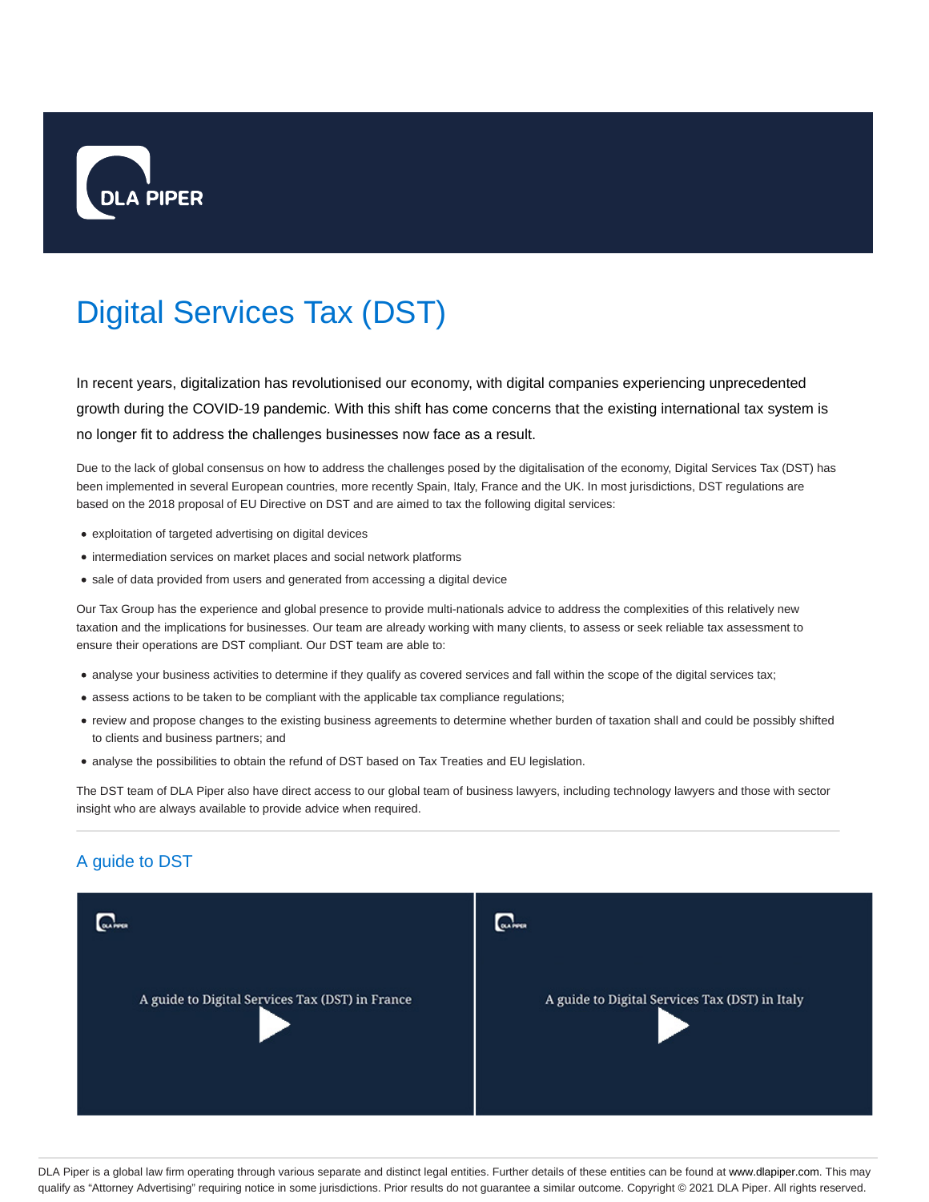DLA PIPER

# Digital Services Tax (DST)

In recent years, digitalization has revolutionised our economy, with digital companies experiencing unprecedented growth during the COVID-19 pandemic. With this shift has come concerns that the existing international tax system is no longer fit to address the challenges businesses now face as a result.

Due to the lack of global consensus on how to address the challenges posed by the digitalisation of the economy, Digital Services Tax (DST) has been implemented in several European countries, more recently Spain, Italy, France and the UK. In most jurisdictions, DST regulations are based on the 2018 proposal of EU Directive on DST and are aimed to tax the following digital services:

- exploitation of targeted advertising on digital devices
- intermediation services on market places and social network platforms
- sale of data provided from users and generated from accessing a digital device

Our Tax Group has the experience and global presence to provide multi-nationals advice to address the complexities of this relatively new taxation and the implications for businesses. Our team are already working with many clients, to assess or seek reliable tax assessment to ensure their operations are DST compliant. Our DST team are able to:

- analyse your business activities to determine if they qualify as covered services and fall within the scope of the digital services tax;
- assess actions to be taken to be compliant with the applicable tax compliance regulations;
- review and propose changes to the existing business agreements to determine whether burden of taxation shall and could be possibly shifted to clients and business partners; and
- analyse the possibilities to obtain the refund of DST based on Tax Treaties and EU legislation.

The DST team of DLA Piper also have direct access to our global team of business lawyers, including technology lawyers and those with sector insight who are always available to provide advice when required.

## A guide to DST

A guide to Digital Services Tax (DST) in France

A guide to Digital Services Tax (DST) in Italy

DLA Piper is a global law firm operating through various separate and distinct legal entities. Further details of these entities can be found at www.dlapiper.com. This may qualify as "Attorney Advertising" requiring notice in some jurisdictions. Prior results do not guarantee a similar outcome. Copyright © 2021 DLA Piper. All rights reserved.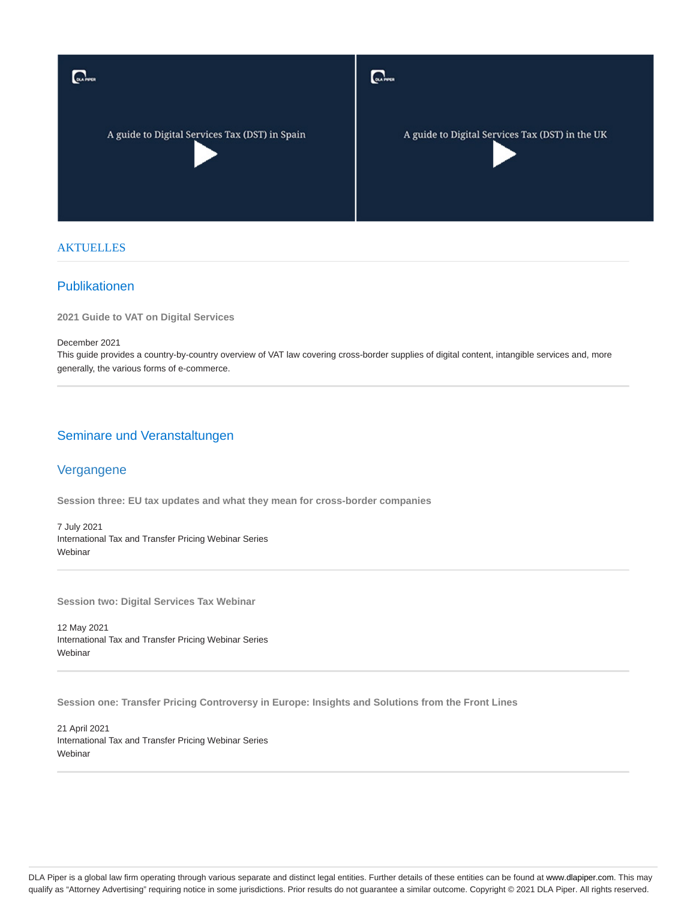A guide to Digital Services Tax (DST) in Spain

A guide to Digital Services Tax (DST) in the UK

## AKTUELLES

### Publikationen

**2021 Guide to VAT on Digital Services**

December 2021
This guide provides a country-by-country overview of VAT law covering cross-border supplies of digital content, intangible services and, more generally, the various forms of e-commerce.

### Seminare und Veranstaltungen

### Vergangene

**Session three: EU tax updates and what they mean for cross-border companies**

7 July 2021
International Tax and Transfer Pricing Webinar Series
Webinar

**Session two: Digital Services Tax Webinar**

12 May 2021
International Tax and Transfer Pricing Webinar Series
Webinar

**Session one: Transfer Pricing Controversy in Europe: Insights and Solutions from the Front Lines**

21 April 2021
International Tax and Transfer Pricing Webinar Series
Webinar

DLA Piper is a global law firm operating through various separate and distinct legal entities. Further details of these entities can be found at www.dlapiper.com. This may qualify as "Attorney Advertising" requiring notice in some jurisdictions. Prior results do not guarantee a similar outcome. Copyright © 2021 DLA Piper. All rights reserved.